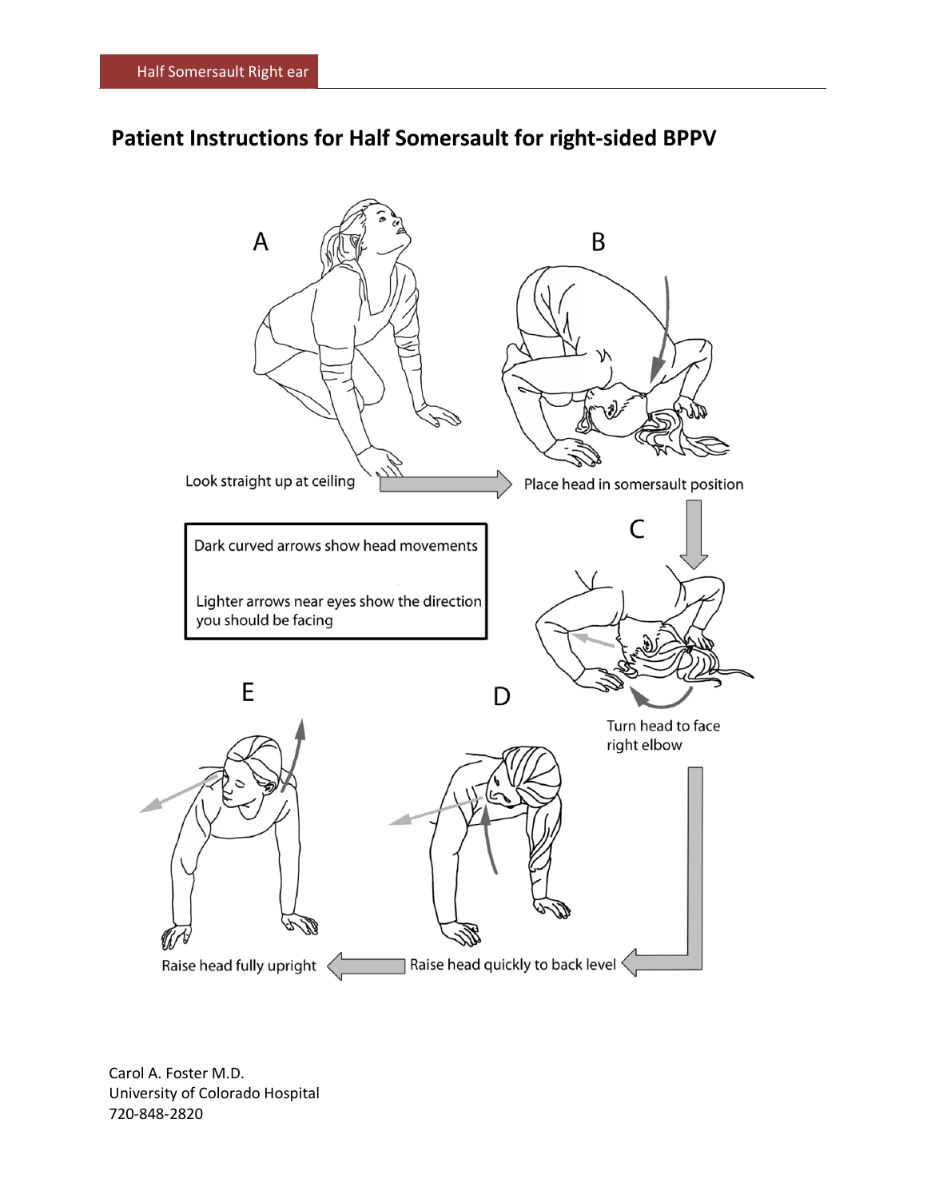# Patient Instructions for Half Somersault for right-sided BPPV

**A** — Look straight up at ceiling

**B** — Place head in somersault position

**C** — Turn head to face right elbow

**D** — Raise head quickly to back level

**E** — Raise head fully upright

Dark curved arrows show head movements

Lighter arrows near eyes show the direction you should be facing

Carol A. Foster M.D.
University of Colorado Hospital
720-848-2820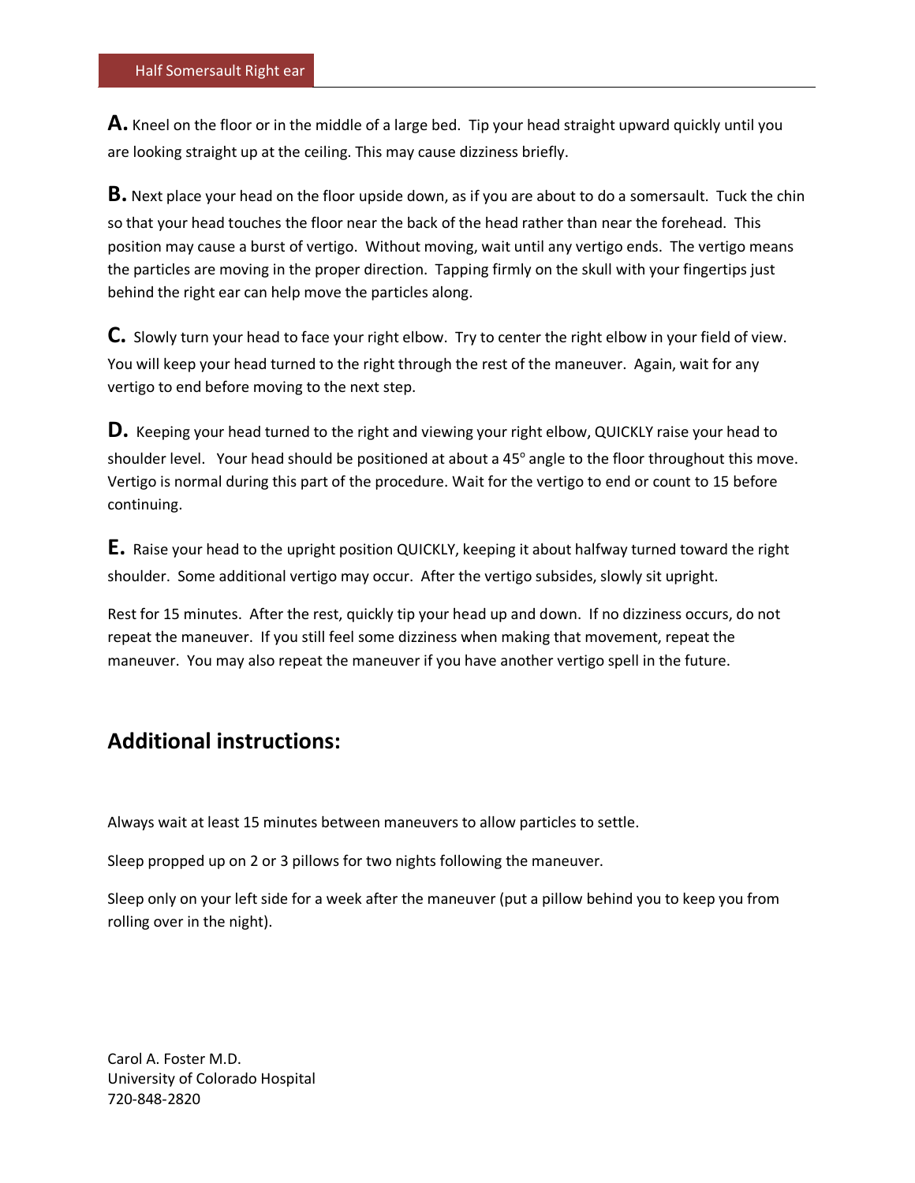## Half Somersault Right ear

**A.** Kneel on the floor or in the middle of a large bed. Tip your head straight upward quickly until you are looking straight up at the ceiling. This may cause dizziness briefly.

**B.** Next place your head on the floor upside down, as if you are about to do a somersault. Tuck the chin so that your head touches the floor near the back of the head rather than near the forehead. This position may cause a burst of vertigo. Without moving, wait until any vertigo ends. The vertigo means the particles are moving in the proper direction. Tapping firmly on the skull with your fingertips just behind the right ear can help move the particles along.

**C.** Slowly turn your head to face your right elbow. Try to center the right elbow in your field of view. You will keep your head turned to the right through the rest of the maneuver. Again, wait for any vertigo to end before moving to the next step.

**D.** Keeping your head turned to the right and viewing your right elbow, QUICKLY raise your head to shoulder level. Your head should be positioned at about a 45$^{o}$ angle to the floor throughout this move. Vertigo is normal during this part of the procedure. Wait for the vertigo to end or count to 15 before continuing.

**E.** Raise your head to the upright position QUICKLY, keeping it about halfway turned toward the right shoulder. Some additional vertigo may occur. After the vertigo subsides, slowly sit upright.

Rest for 15 minutes. After the rest, quickly tip your head up and down. If no dizziness occurs, do not repeat the maneuver. If you still feel some dizziness when making that movement, repeat the maneuver. You may also repeat the maneuver if you have another vertigo spell in the future.

## Additional instructions:

Always wait at least 15 minutes between maneuvers to allow particles to settle.

Sleep propped up on 2 or 3 pillows for two nights following the maneuver.

Sleep only on your left side for a week after the maneuver (put a pillow behind you to keep you from rolling over in the night).

Carol A. Foster M.D.
University of Colorado Hospital
720-848-2820